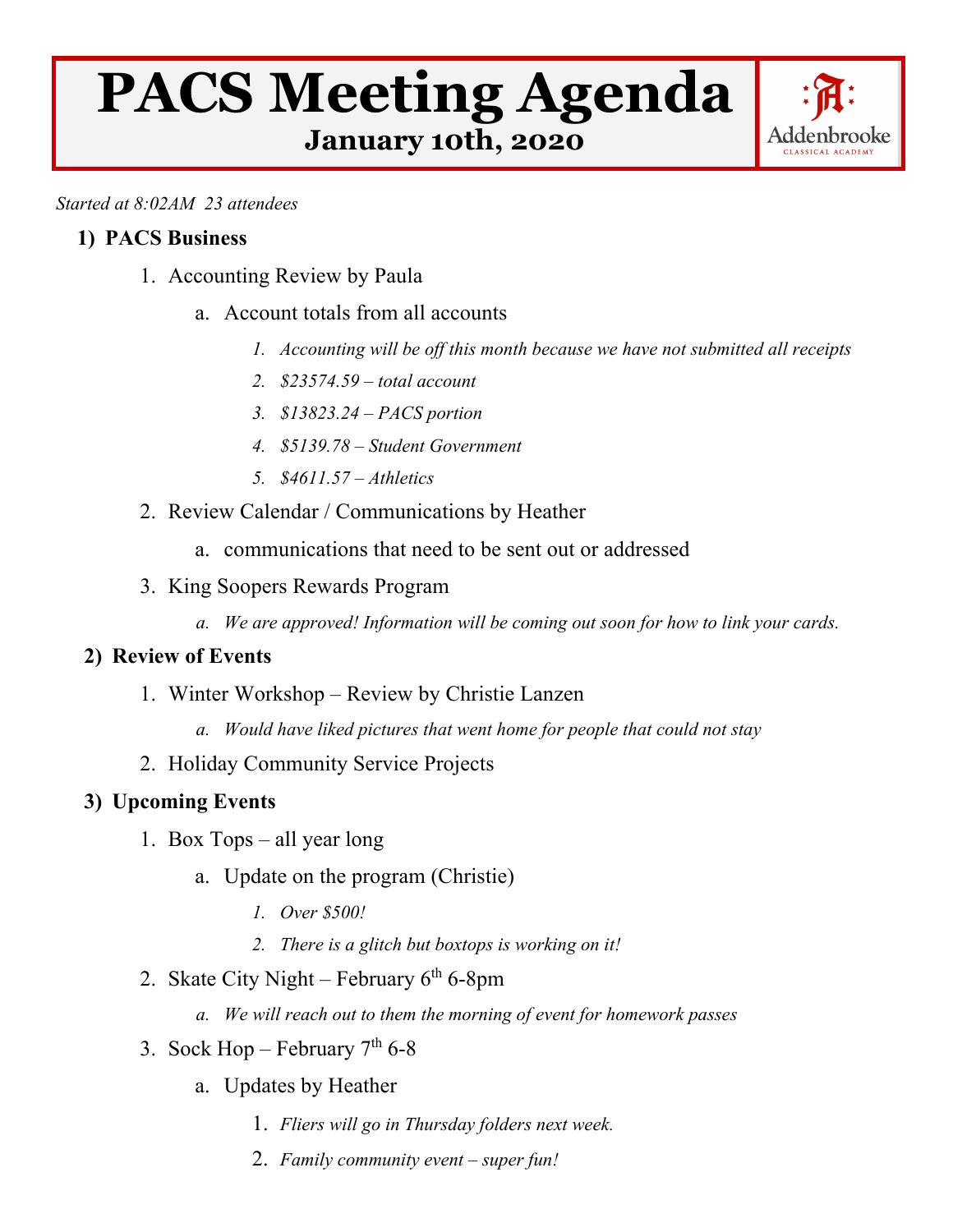# PACS Meeting Agenda

## January 10th, 2020

Addenbrooke CLASSICAL ACADEMY

*Started at 8:02AM 23 attendees*

1) **PACS Business**
   1. Accounting Review by Paula
      a. Account totals from all accounts
         1. *Accounting will be off this month because we have not submitted all receipts*
         2. *$23574.59 – total account*
         3. *$13823.24 – PACS portion*
         4. *$5139.78 – Student Government*
         5. *$4611.57 – Athletics*
   2. Review Calendar / Communications by Heather
      a. communications that need to be sent out or addressed
   3. King Soopers Rewards Program
      a. *We are approved! Information will be coming out soon for how to link your cards.*

2) **Review of Events**
   1. Winter Workshop – Review by Christie Lanzen
      a. *Would have liked pictures that went home for people that could not stay*
   2. Holiday Community Service Projects

3) **Upcoming Events**
   1. Box Tops – all year long
      a. Update on the program (Christie)
         1. *Over $500!*
         2. *There is a glitch but boxtops is working on it!*
   2. Skate City Night – February 6th 6-8pm
      a. *We will reach out to them the morning of event for homework passes*
   3. Sock Hop – February 7th 6-8
      a. Updates by Heather
         1. *Fliers will go in Thursday folders next week.*
         2. *Family community event – super fun!*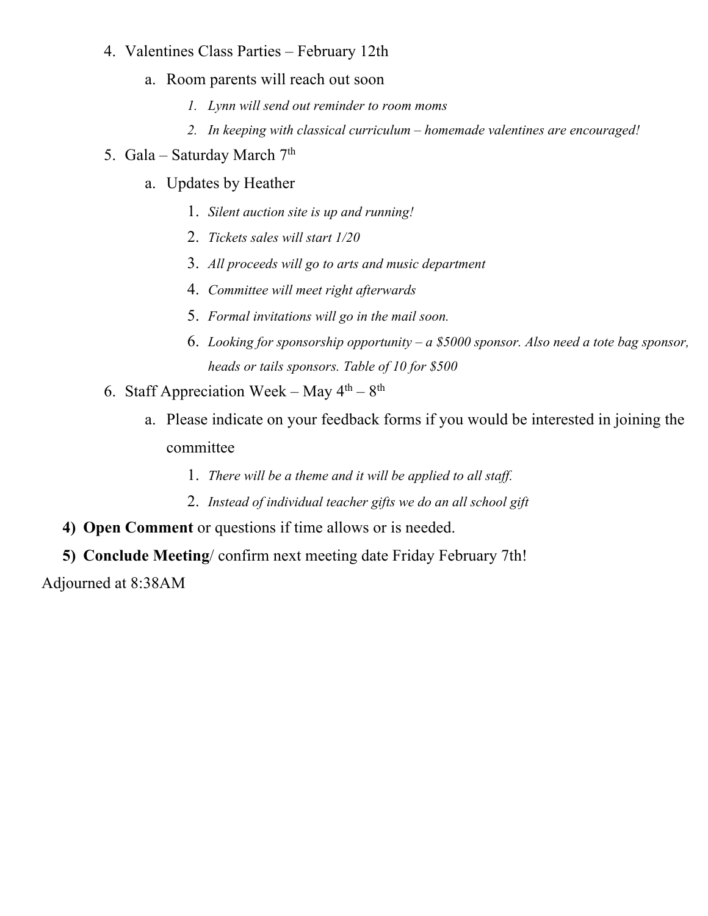4. Valentines Class Parties – February 12th
    a. Room parents will reach out soon
        1. *Lynn will send out reminder to room moms*
        2. *In keeping with classical curriculum – homemade valentines are encouraged!*
5. Gala – Saturday March 7th
    a. Updates by Heather
        1. *Silent auction site is up and running!*
        2. *Tickets sales will start 1/20*
        3. *All proceeds will go to arts and music department*
        4. *Committee will meet right afterwards*
        5. *Formal invitations will go in the mail soon.*
        6. *Looking for sponsorship opportunity – a $5000 sponsor. Also need a tote bag sponsor, heads or tails sponsors. Table of 10 for $500*
6. Staff Appreciation Week – May 4th – 8th
    a. Please indicate on your feedback forms if you would be interested in joining the committee
        1. *There will be a theme and it will be applied to all staff.*
        2. *Instead of individual teacher gifts we do an all school gift*

4) **Open Comment** or questions if time allows or is needed.

5) **Conclude Meeting**/ confirm next meeting date Friday February 7th!

Adjourned at 8:38AM